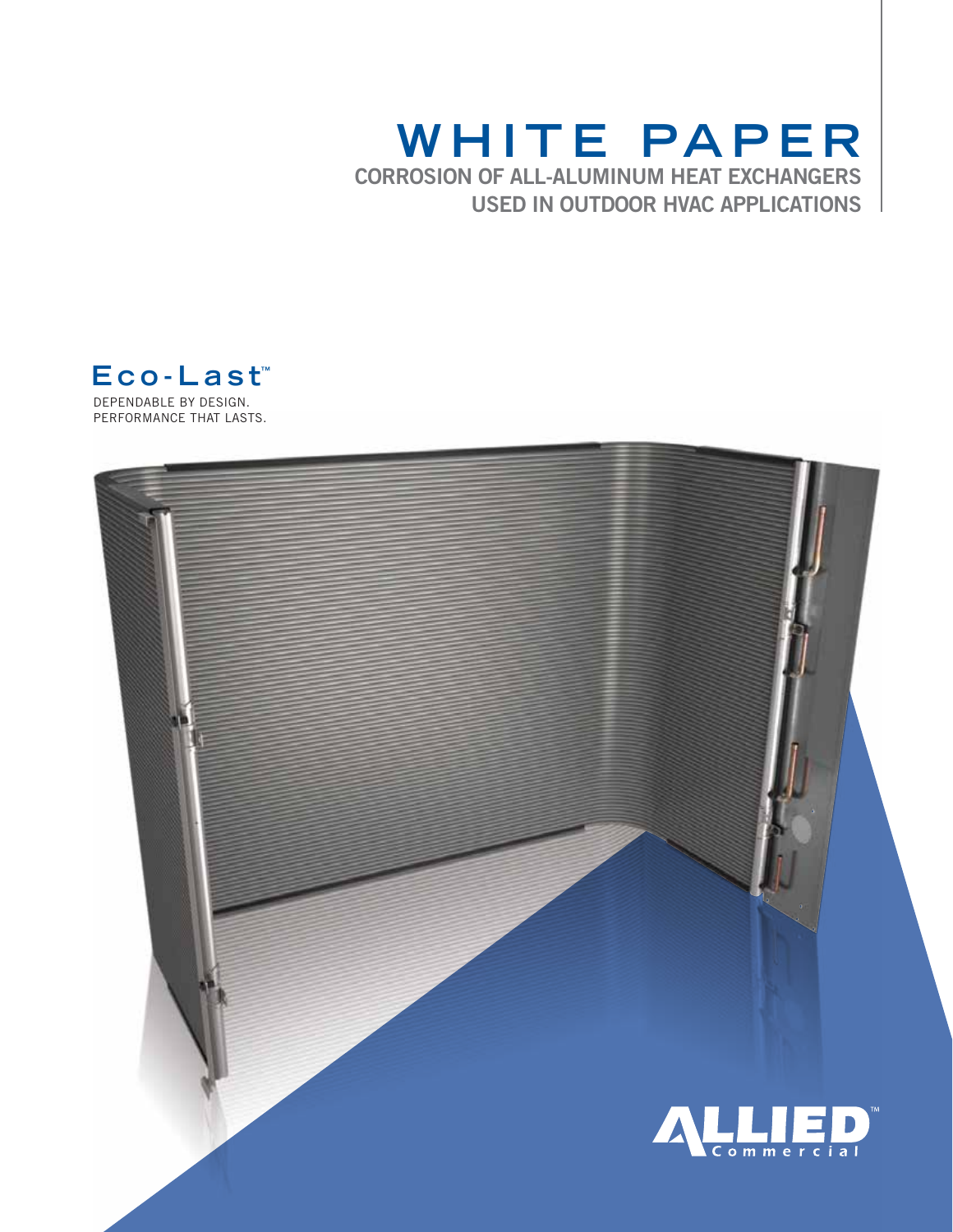# WHITE PAPER

## CORROSION OF ALL-ALUMINUM HEAT EXCHANGERS USED IN OUTDOOR HVAC APPLICATIONS

Eco-Last™

DEPENDABLE BY DESIGN.
PERFORMANCE THAT LASTS.

ALLIED™ Commercial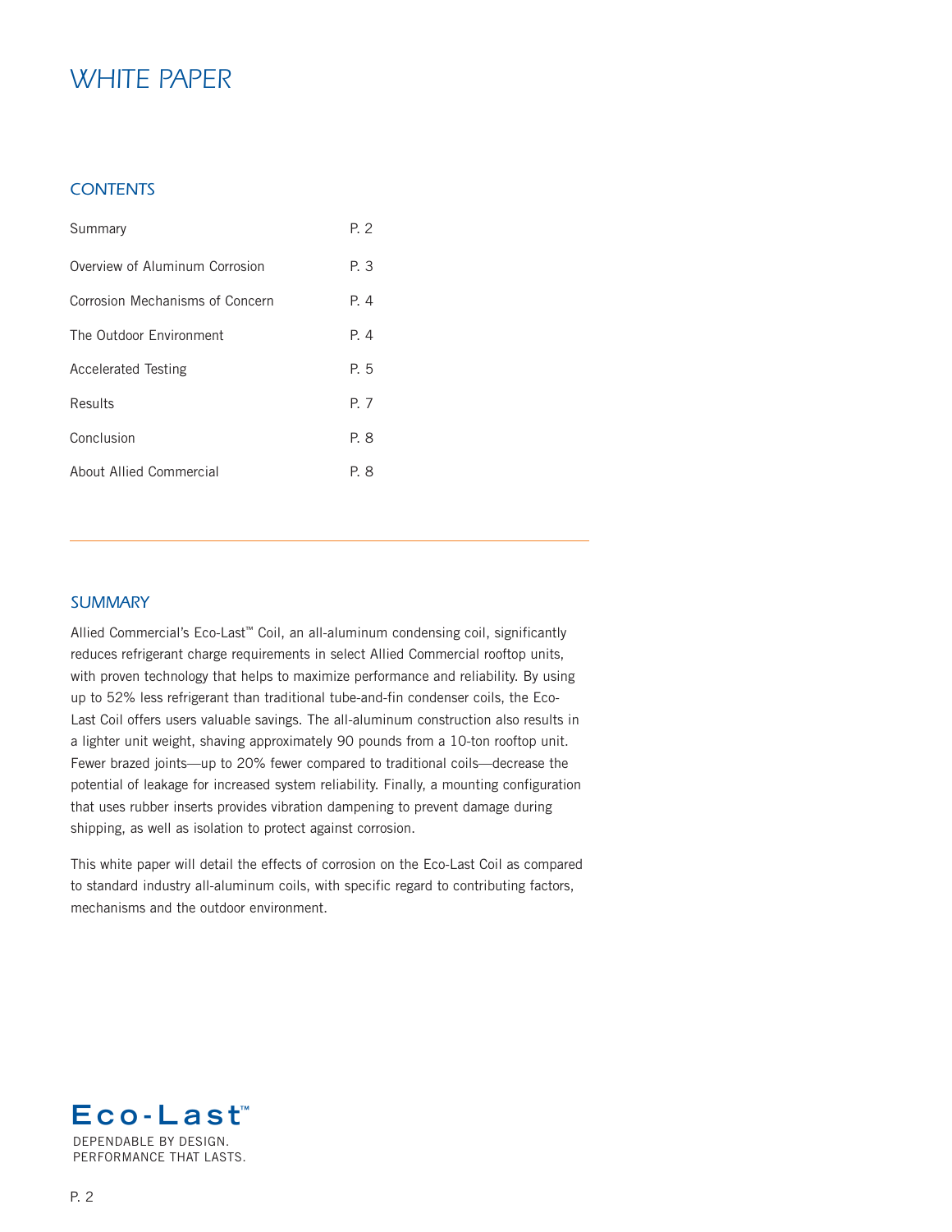# WHITE PAPER

## CONTENTS

| | |
|---|---|
| Summary | P. 2 |
| Overview of Aluminum Corrosion | P. 3 |
| Corrosion Mechanisms of Concern | P. 4 |
| The Outdoor Environment | P. 4 |
| Accelerated Testing | P. 5 |
| Results | P. 7 |
| Conclusion | P. 8 |
| About Allied Commercial | P. 8 |

## SUMMARY

Allied Commercial's Eco-Last™ Coil, an all-aluminum condensing coil, significantly reduces refrigerant charge requirements in select Allied Commercial rooftop units, with proven technology that helps to maximize performance and reliability. By using up to 52% less refrigerant than traditional tube-and-fin condenser coils, the Eco-Last Coil offers users valuable savings. The all-aluminum construction also results in a lighter unit weight, shaving approximately 90 pounds from a 10-ton rooftop unit. Fewer brazed joints—up to 20% fewer compared to traditional coils—decrease the potential of leakage for increased system reliability. Finally, a mounting configuration that uses rubber inserts provides vibration dampening to prevent damage during shipping, as well as isolation to protect against corrosion.

This white paper will detail the effects of corrosion on the Eco-Last Coil as compared to standard industry all-aluminum coils, with specific regard to contributing factors, mechanisms and the outdoor environment.

**Eco-Last™**

DEPENDABLE BY DESIGN.
PERFORMANCE THAT LASTS.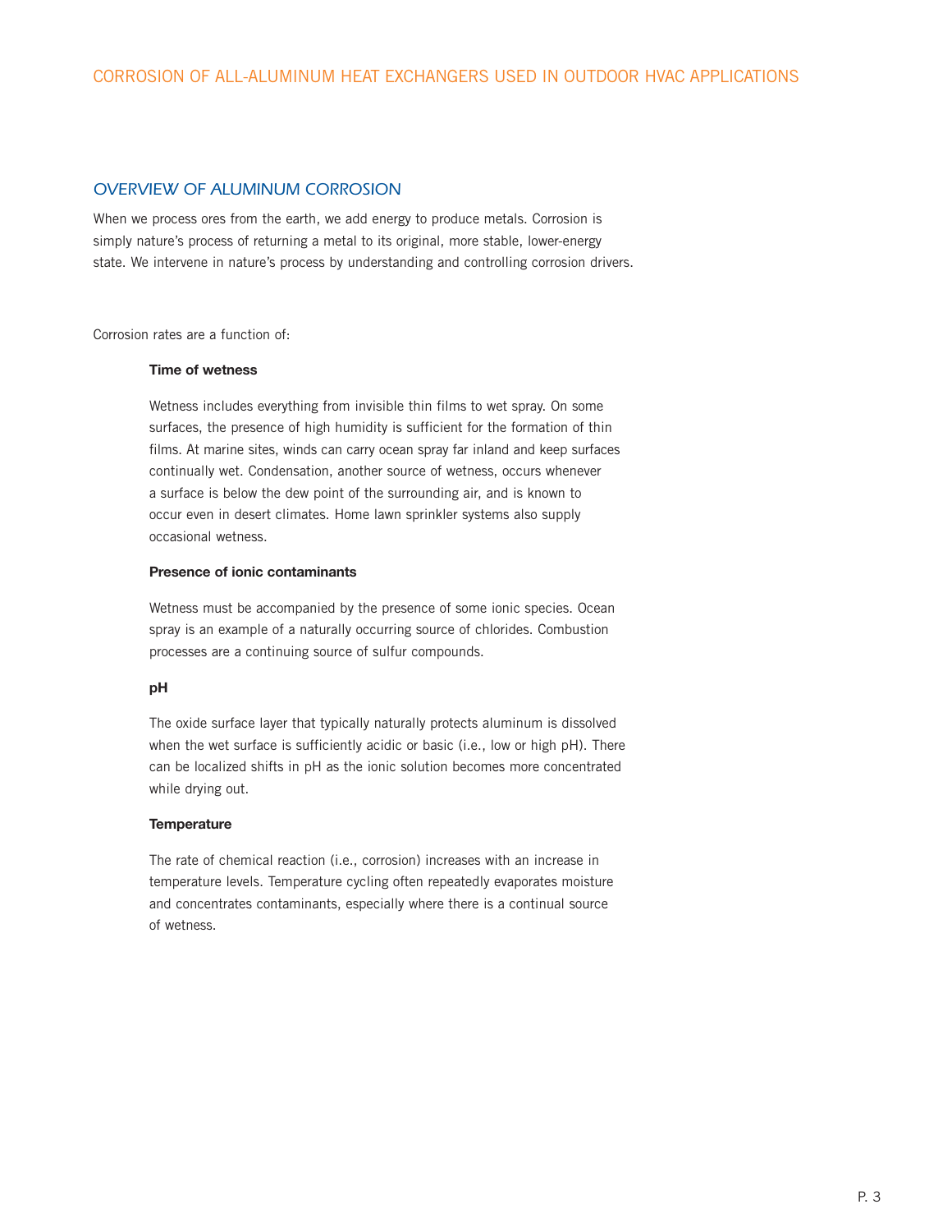## OVERVIEW OF ALUMINUM CORROSION

When we process ores from the earth, we add energy to produce metals. Corrosion is simply nature's process of returning a metal to its original, more stable, lower-energy state. We intervene in nature's process by understanding and controlling corrosion drivers.

Corrosion rates are a function of:

**Time of wetness**

Wetness includes everything from invisible thin films to wet spray. On some surfaces, the presence of high humidity is sufficient for the formation of thin films. At marine sites, winds can carry ocean spray far inland and keep surfaces continually wet. Condensation, another source of wetness, occurs whenever a surface is below the dew point of the surrounding air, and is known to occur even in desert climates. Home lawn sprinkler systems also supply occasional wetness.

**Presence of ionic contaminants**

Wetness must be accompanied by the presence of some ionic species. Ocean spray is an example of a naturally occurring source of chlorides. Combustion processes are a continuing source of sulfur compounds.

**pH**

The oxide surface layer that typically naturally protects aluminum is dissolved when the wet surface is sufficiently acidic or basic (i.e., low or high pH). There can be localized shifts in pH as the ionic solution becomes more concentrated while drying out.

**Temperature**

The rate of chemical reaction (i.e., corrosion) increases with an increase in temperature levels. Temperature cycling often repeatedly evaporates moisture and concentrates contaminants, especially where there is a continual source of wetness.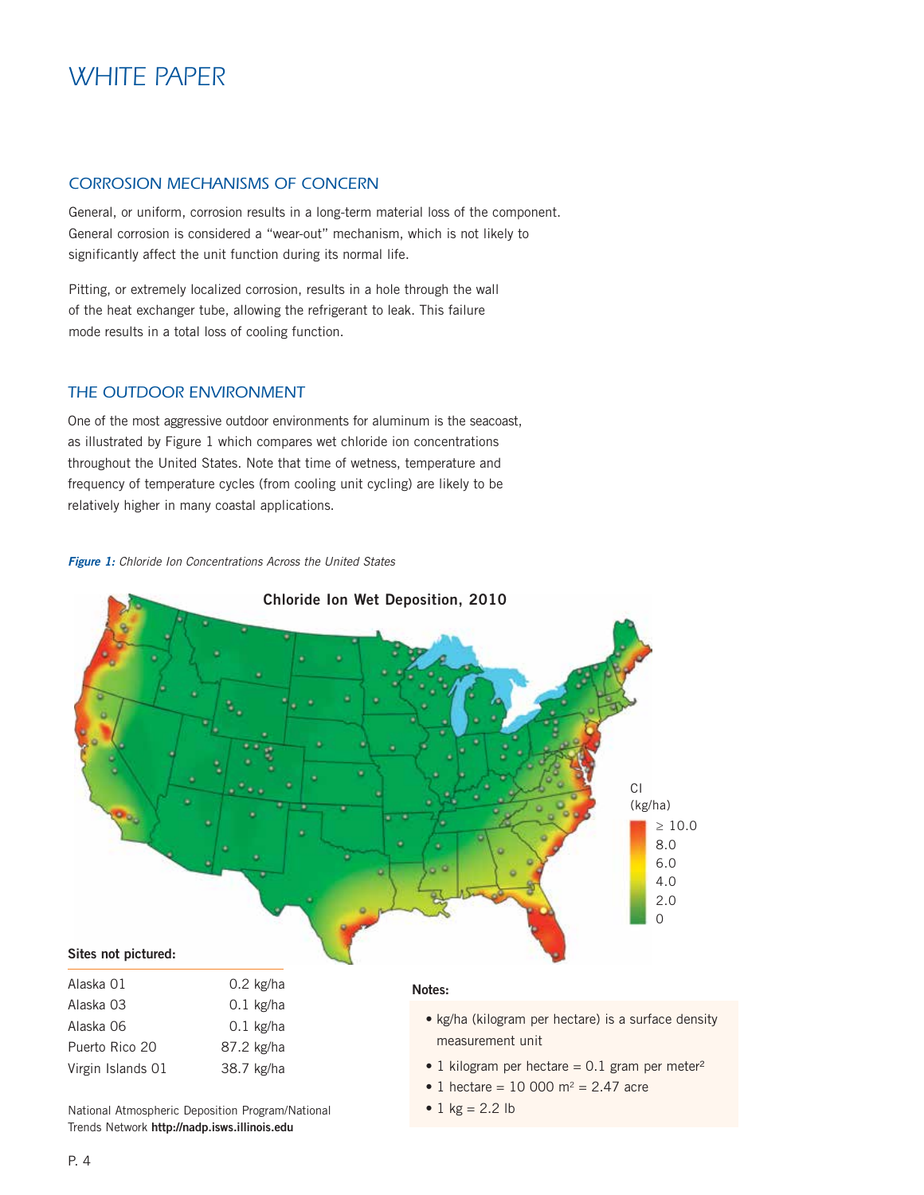# WHITE PAPER

## CORROSION MECHANISMS OF CONCERN

General, or uniform, corrosion results in a long-term material loss of the component. General corrosion is considered a "wear-out" mechanism, which is not likely to significantly affect the unit function during its normal life.

Pitting, or extremely localized corrosion, results in a hole through the wall of the heat exchanger tube, allowing the refrigerant to leak. This failure mode results in a total loss of cooling function.

## THE OUTDOOR ENVIRONMENT

One of the most aggressive outdoor environments for aluminum is the seacoast, as illustrated by Figure 1 which compares wet chloride ion concentrations throughout the United States. Note that time of wetness, temperature and frequency of temperature cycles (from cooling unit cycling) are likely to be relatively higher in many coastal applications.

***Figure 1:*** *Chloride Ion Concentrations Across the United States*

**Chloride Ion Wet Deposition, 2010**

Cl (kg/ha): ≥ 10.0, 8.0, 6.0, 4.0, 2.0, 0

**Sites not pictured:**

| Site | Value |
|---|---|
| Alaska 01 | 0.2 kg/ha |
| Alaska 03 | 0.1 kg/ha |
| Alaska 06 | 0.1 kg/ha |
| Puerto Rico 20 | 87.2 kg/ha |
| Virgin Islands 01 | 38.7 kg/ha |

National Atmospheric Deposition Program/National Trends Network **http://nadp.isws.illinois.edu**

**Notes:**

- kg/ha (kilogram per hectare) is a surface density measurement unit
- 1 kilogram per hectare = 0.1 gram per meter$^2$
- 1 hectare = 10 000 m$^2$ = 2.47 acre
- 1 kg = 2.2 lb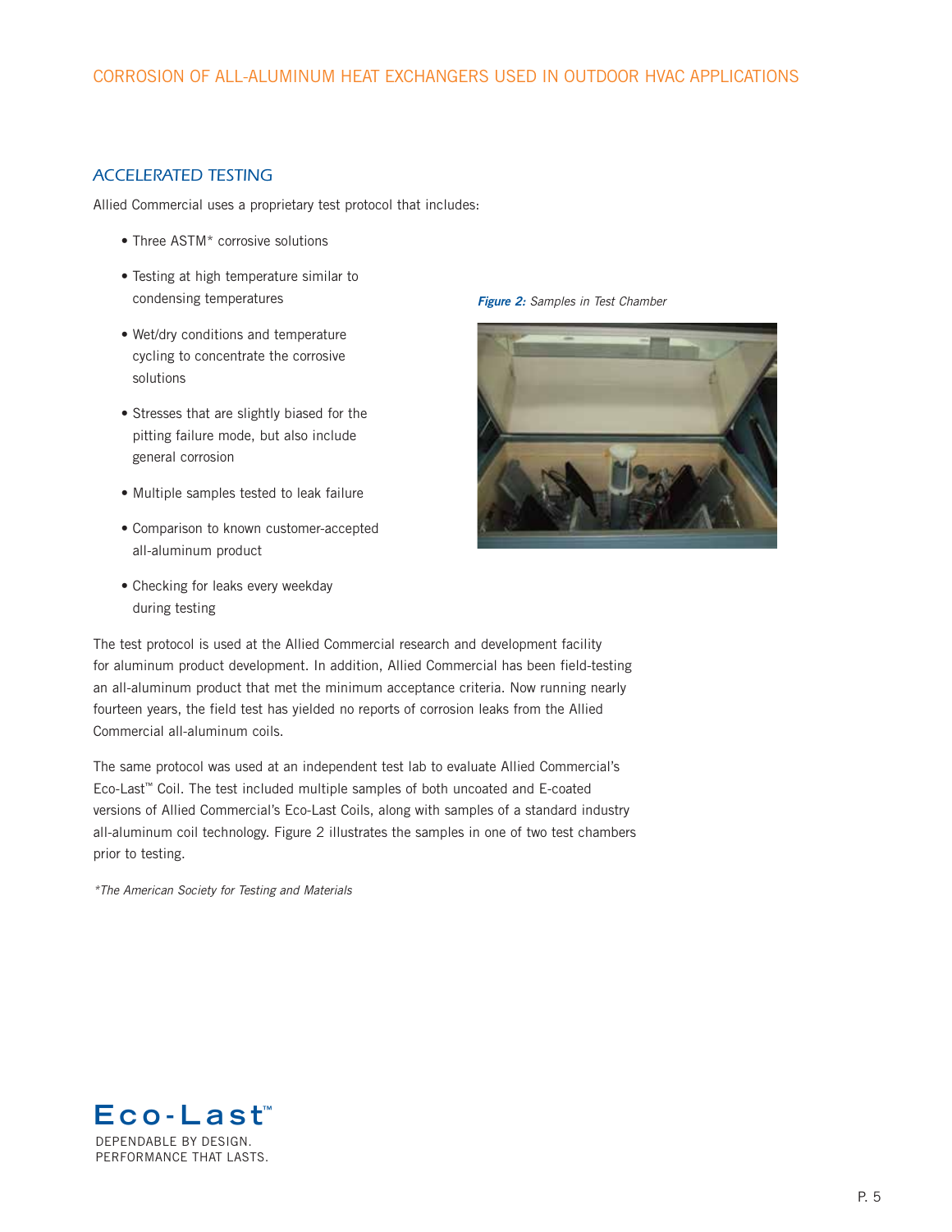## ACCELERATED TESTING

Allied Commercial uses a proprietary test protocol that includes:

- Three ASTM* corrosive solutions
- Testing at high temperature similar to condensing temperatures
- Wet/dry conditions and temperature cycling to concentrate the corrosive solutions
- Stresses that are slightly biased for the pitting failure mode, but also include general corrosion
- Multiple samples tested to leak failure
- Comparison to known customer-accepted all-aluminum product
- Checking for leaks every weekday during testing

***Figure 2:*** *Samples in Test Chamber*

The test protocol is used at the Allied Commercial research and development facility for aluminum product development. In addition, Allied Commercial has been field-testing an all-aluminum product that met the minimum acceptance criteria. Now running nearly fourteen years, the field test has yielded no reports of corrosion leaks from the Allied Commercial all-aluminum coils.

The same protocol was used at an independent test lab to evaluate Allied Commercial's Eco-Last™ Coil. The test included multiple samples of both uncoated and E-coated versions of Allied Commercial's Eco-Last Coils, along with samples of a standard industry all-aluminum coil technology. Figure 2 illustrates the samples in one of two test chambers prior to testing.

*\*The American Society for Testing and Materials*

**Eco-Last™**

DEPENDABLE BY DESIGN.
PERFORMANCE THAT LASTS.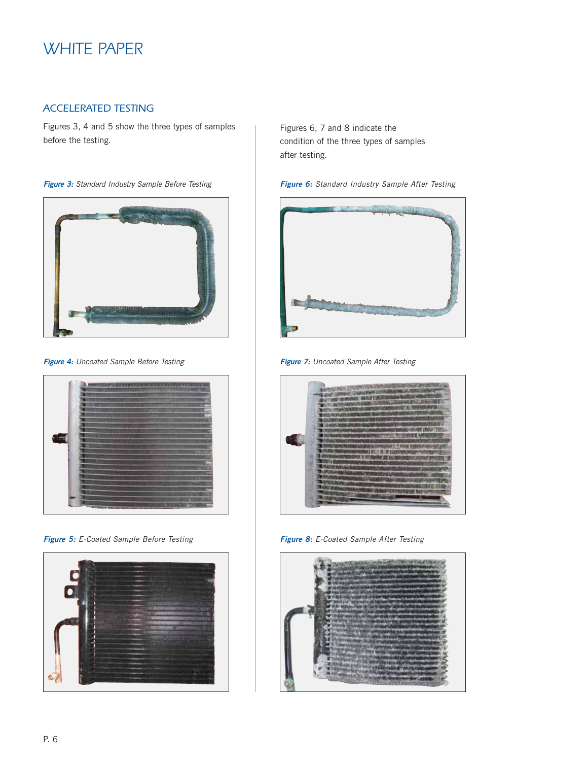## ACCELERATED TESTING

Figures 3, 4 and 5 show the three types of samples before the testing.

*Figure 3: Standard Industry Sample Before Testing*

*Figure 4: Uncoated Sample Before Testing*

*Figure 5: E-Coated Sample Before Testing*

Figures 6, 7 and 8 indicate the condition of the three types of samples after testing.

*Figure 6: Standard Industry Sample After Testing*

*Figure 7: Uncoated Sample After Testing*

*Figure 8: E-Coated Sample After Testing*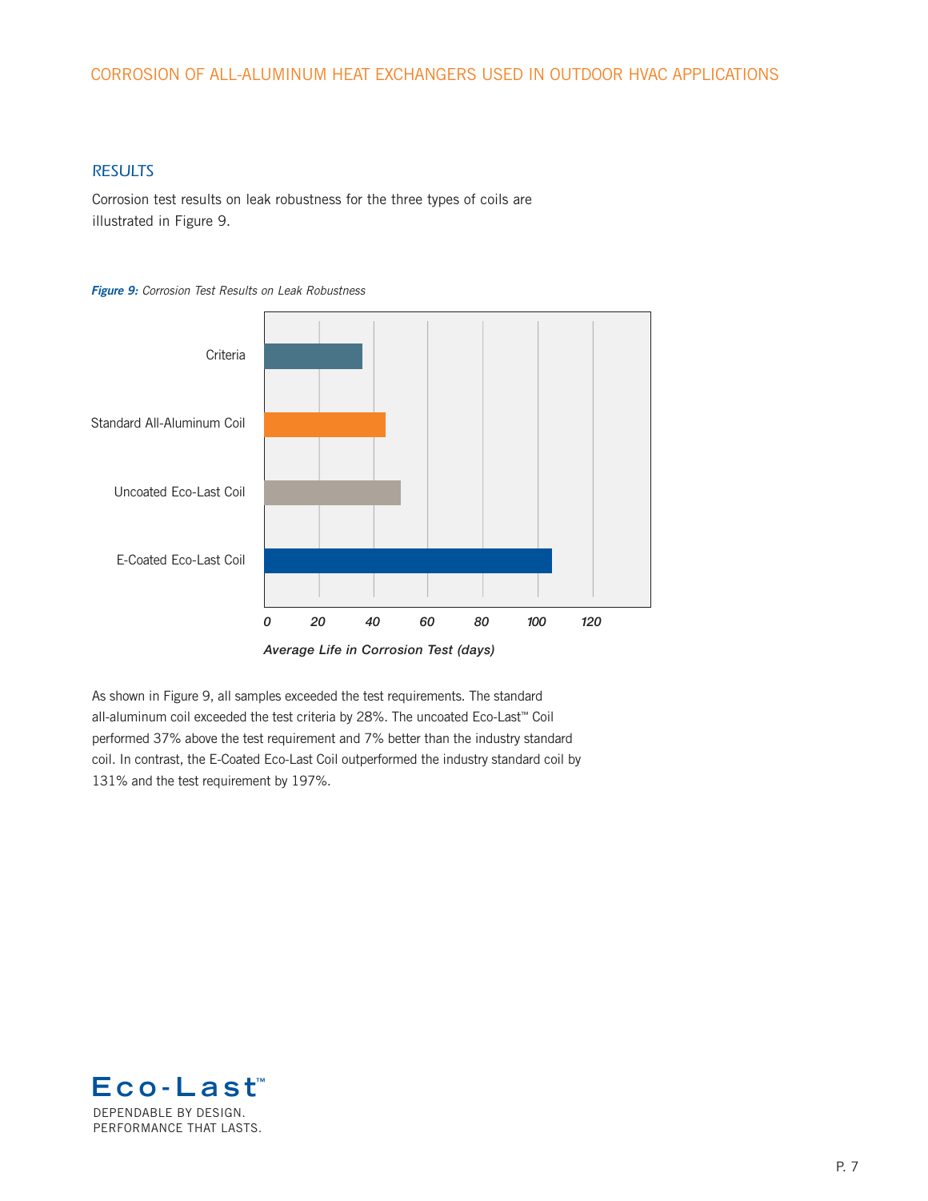## RESULTS

Corrosion test results on leak robustness for the three types of coils are illustrated in Figure 9.

***Figure 9:*** *Corrosion Test Results on Leak Robustness*

As shown in Figure 9, all samples exceeded the test requirements. The standard all-aluminum coil exceeded the test criteria by 28%. The uncoated Eco-Last™ Coil performed 37% above the test requirement and 7% better than the industry standard coil. In contrast, the E-Coated Eco-Last Coil outperformed the industry standard coil by 131% and the test requirement by 197%.

**Eco-Last™**

DEPENDABLE BY DESIGN.
PERFORMANCE THAT LASTS.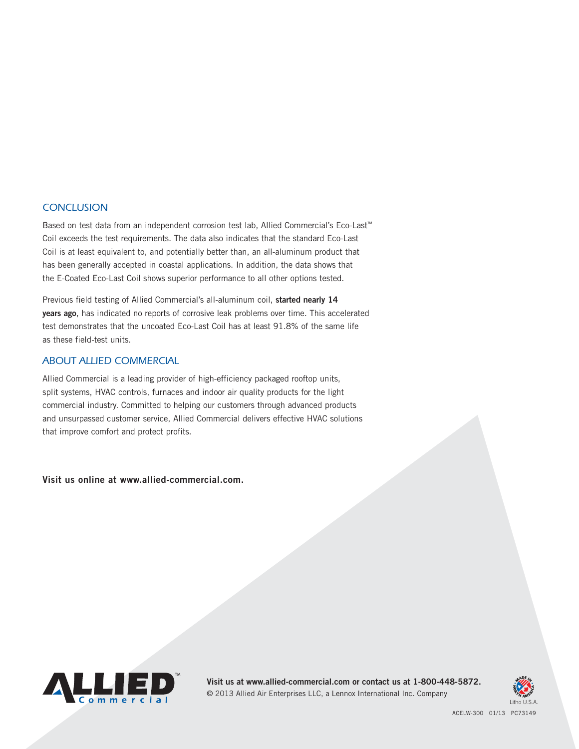## CONCLUSION

Based on test data from an independent corrosion test lab, Allied Commercial's Eco-Last™ Coil exceeds the test requirements. The data also indicates that the standard Eco-Last Coil is at least equivalent to, and potentially better than, an all-aluminum product that has been generally accepted in coastal applications. In addition, the data shows that the E-Coated Eco-Last Coil shows superior performance to all other options tested.

Previous field testing of Allied Commercial's all-aluminum coil, **started nearly 14 years ago**, has indicated no reports of corrosive leak problems over time. This accelerated test demonstrates that the uncoated Eco-Last Coil has at least 91.8% of the same life as these field-test units.

## *ABOUT ALLIED COMMERCIAL*

Allied Commercial is a leading provider of high-efficiency packaged rooftop units, split systems, HVAC controls, furnaces and indoor air quality products for the light commercial industry. Committed to helping our customers through advanced products and unsurpassed customer service, Allied Commercial delivers effective HVAC solutions that improve comfort and protect profits.

**Visit us online at www.allied-commercial.com.**

ALLIED™ Commercial

**Visit us at www.allied-commercial.com or contact us at 1-800-448-5872.**

© 2013 Allied Air Enterprises LLC, a Lennox International Inc. Company

MADE IN NORTH AMERICA

Litho U.S.A.

ACELW-300 01/13 PC73149